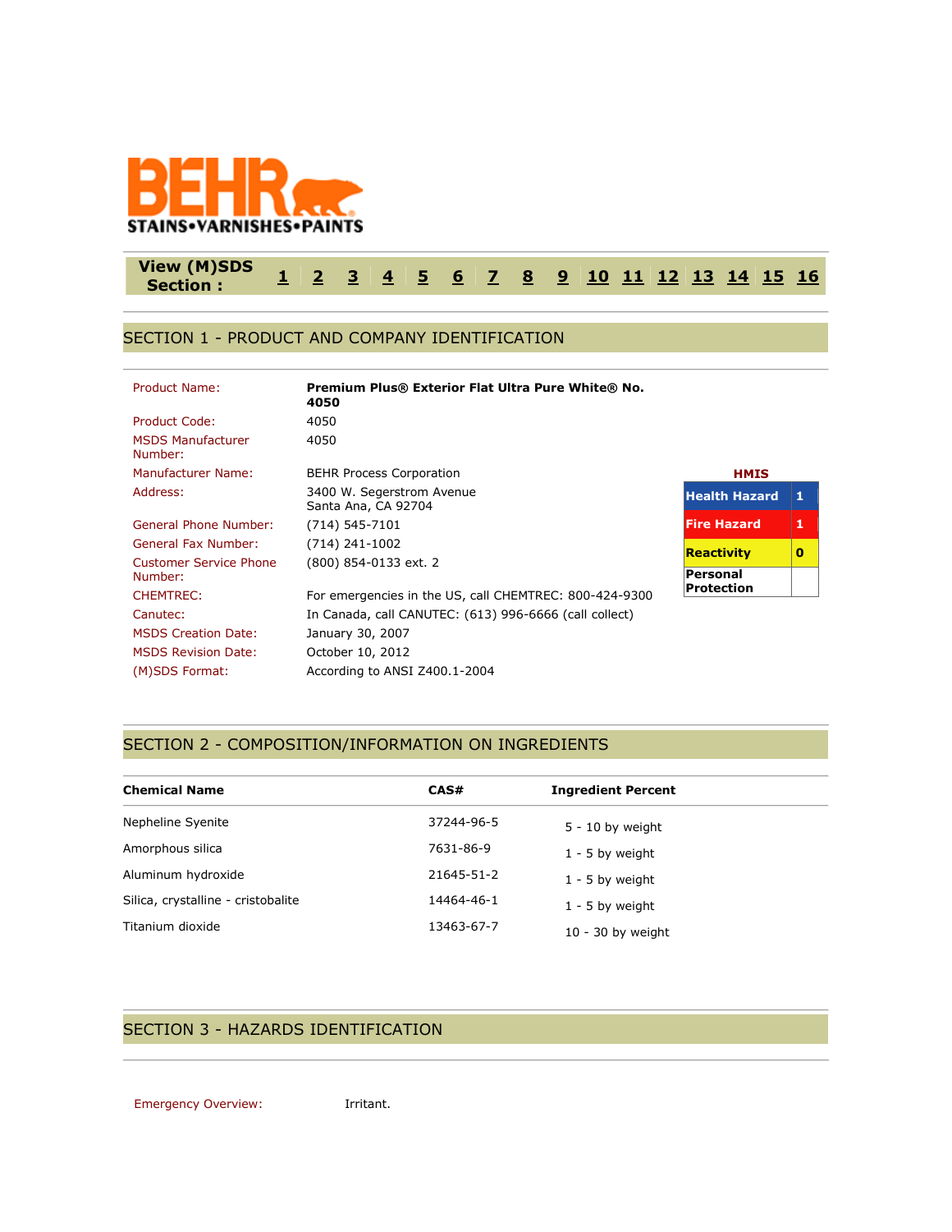BEHR
STAINS•VARNISHES•PAINTS

View (M)SDS Section : 1 2 3 4 5 6 7 8 9 10 11 12 13 14 15 16

## SECTION 1 - PRODUCT AND COMPANY IDENTIFICATION

| | |
|---|---|
| Product Name: | **Premium Plus® Exterior Flat Ultra Pure White® No. 4050** |
| Product Code: | 4050 |
| MSDS Manufacturer Number: | 4050 |
| Manufacturer Name: | BEHR Process Corporation |
| Address: | 3400 W. Segerstrom Avenue<br>Santa Ana, CA 92704 |
| General Phone Number: | (714) 545-7101 |
| General Fax Number: | (714) 241-1002 |
| Customer Service Phone Number: | (800) 854-0133 ext. 2 |
| CHEMTREC: | For emergencies in the US, call CHEMTREC: 800-424-9300 |
| Canutec: | In Canada, call CANUTEC: (613) 996-6666 (call collect) |
| MSDS Creation Date: | January 30, 2007 |
| MSDS Revision Date: | October 10, 2012 |
| (M)SDS Format: | According to ANSI Z400.1-2004 |

**HMIS**

| | |
|---|---|
| Health Hazard | 1 |
| Fire Hazard | 1 |
| Reactivity | 0 |
| Personal Protection | |

## SECTION 2 - COMPOSITION/INFORMATION ON INGREDIENTS

| Chemical Name | CAS# | Ingredient Percent |
|---|---|---|
| Nepheline Syenite | 37244-96-5 | 5 - 10 by weight |
| Amorphous silica | 7631-86-9 | 1 - 5 by weight |
| Aluminum hydroxide | 21645-51-2 | 1 - 5 by weight |
| Silica, crystalline - cristobalite | 14464-46-1 | 1 - 5 by weight |
| Titanium dioxide | 13463-67-7 | 10 - 30 by weight |

## SECTION 3 - HAZARDS IDENTIFICATION

Emergency Overview: Irritant.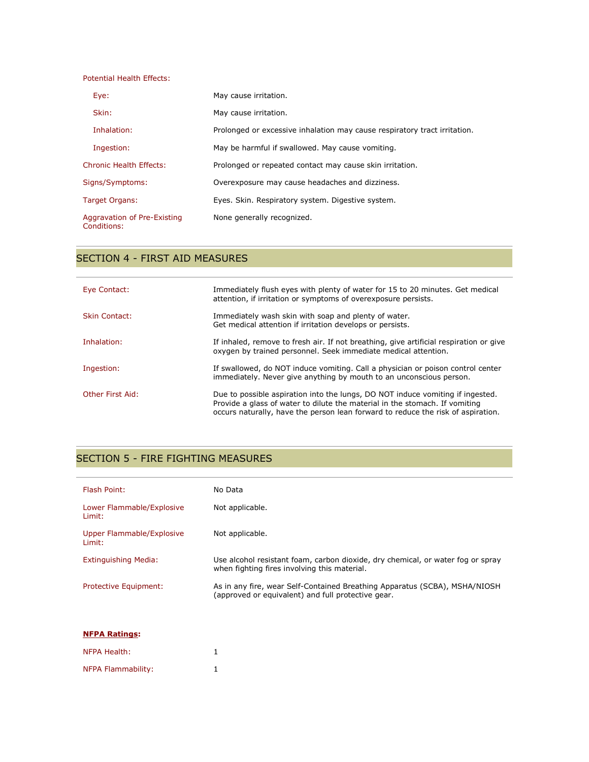**Potential Health Effects:**

| | |
|---|---|
| Eye: | May cause irritation. |
| Skin: | May cause irritation. |
| Inhalation: | Prolonged or excessive inhalation may cause respiratory tract irritation. |
| Ingestion: | May be harmful if swallowed. May cause vomiting. |
| Chronic Health Effects: | Prolonged or repeated contact may cause skin irritation. |
| Signs/Symptoms: | Overexposure may cause headaches and dizziness. |
| Target Organs: | Eyes. Skin. Respiratory system. Digestive system. |
| Aggravation of Pre-Existing Conditions: | None generally recognized. |

## SECTION 4 - FIRST AID MEASURES

| | |
|---|---|
| Eye Contact: | Immediately flush eyes with plenty of water for 15 to 20 minutes. Get medical attention, if irritation or symptoms of overexposure persists. |
| Skin Contact: | Immediately wash skin with soap and plenty of water. Get medical attention if irritation develops or persists. |
| Inhalation: | If inhaled, remove to fresh air. If not breathing, give artificial respiration or give oxygen by trained personnel. Seek immediate medical attention. |
| Ingestion: | If swallowed, do NOT induce vomiting. Call a physician or poison control center immediately. Never give anything by mouth to an unconscious person. |
| Other First Aid: | Due to possible aspiration into the lungs, DO NOT induce vomiting if ingested. Provide a glass of water to dilute the material in the stomach. If vomiting occurs naturally, have the person lean forward to reduce the risk of aspiration. |

## SECTION 5 - FIRE FIGHTING MEASURES

| | |
|---|---|
| Flash Point: | No Data |
| Lower Flammable/Explosive Limit: | Not applicable. |
| Upper Flammable/Explosive Limit: | Not applicable. |
| Extinguishing Media: | Use alcohol resistant foam, carbon dioxide, dry chemical, or water fog or spray when fighting fires involving this material. |
| Protective Equipment: | As in any fire, wear Self-Contained Breathing Apparatus (SCBA), MSHA/NIOSH (approved or equivalent) and full protective gear. |

**NFPA Ratings:**

| | |
|---|---|
| NFPA Health: | 1 |
| NFPA Flammability: | 1 |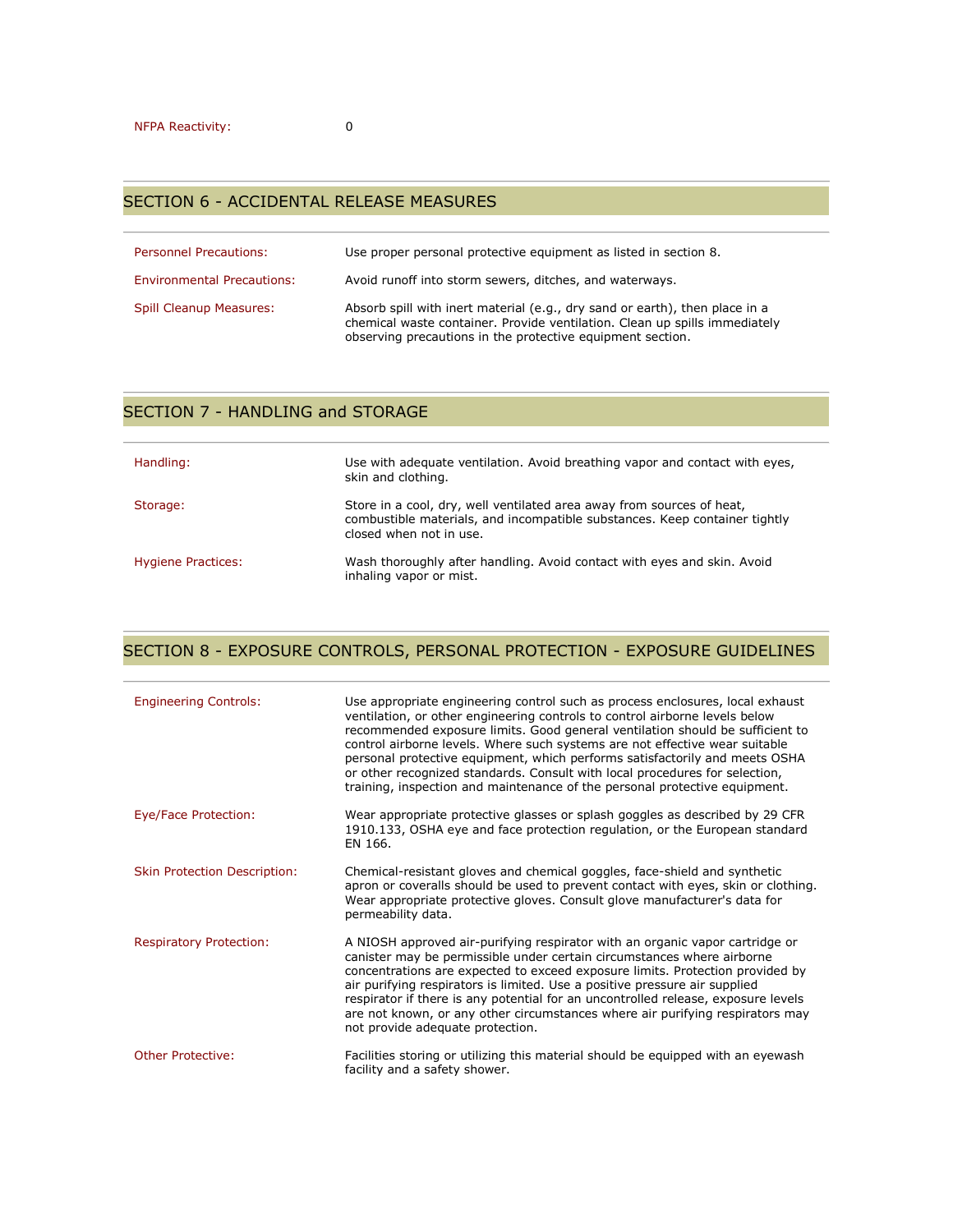| | |
|---|---|
| NFPA Reactivity: | 0 |

## SECTION 6 - ACCIDENTAL RELEASE MEASURES

| | |
|---|---|
| Personnel Precautions: | Use proper personal protective equipment as listed in section 8. |
| Environmental Precautions: | Avoid runoff into storm sewers, ditches, and waterways. |
| Spill Cleanup Measures: | Absorb spill with inert material (e.g., dry sand or earth), then place in a chemical waste container. Provide ventilation. Clean up spills immediately observing precautions in the protective equipment section. |

## SECTION 7 - HANDLING and STORAGE

| | |
|---|---|
| Handling: | Use with adequate ventilation. Avoid breathing vapor and contact with eyes, skin and clothing. |
| Storage: | Store in a cool, dry, well ventilated area away from sources of heat, combustible materials, and incompatible substances. Keep container tightly closed when not in use. |
| Hygiene Practices: | Wash thoroughly after handling. Avoid contact with eyes and skin. Avoid inhaling vapor or mist. |

## SECTION 8 - EXPOSURE CONTROLS, PERSONAL PROTECTION - EXPOSURE GUIDELINES

| | |
|---|---|
| Engineering Controls: | Use appropriate engineering control such as process enclosures, local exhaust ventilation, or other engineering controls to control airborne levels below recommended exposure limits. Good general ventilation should be sufficient to control airborne levels. Where such systems are not effective wear suitable personal protective equipment, which performs satisfactorily and meets OSHA or other recognized standards. Consult with local procedures for selection, training, inspection and maintenance of the personal protective equipment. |
| Eye/Face Protection: | Wear appropriate protective glasses or splash goggles as described by 29 CFR 1910.133, OSHA eye and face protection regulation, or the European standard EN 166. |
| Skin Protection Description: | Chemical-resistant gloves and chemical goggles, face-shield and synthetic apron or coveralls should be used to prevent contact with eyes, skin or clothing. Wear appropriate protective gloves. Consult glove manufacturer's data for permeability data. |
| Respiratory Protection: | A NIOSH approved air-purifying respirator with an organic vapor cartridge or canister may be permissible under certain circumstances where airborne concentrations are expected to exceed exposure limits. Protection provided by air purifying respirators is limited. Use a positive pressure air supplied respirator if there is any potential for an uncontrolled release, exposure levels are not known, or any other circumstances where air purifying respirators may not provide adequate protection. |
| Other Protective: | Facilities storing or utilizing this material should be equipped with an eyewash facility and a safety shower. |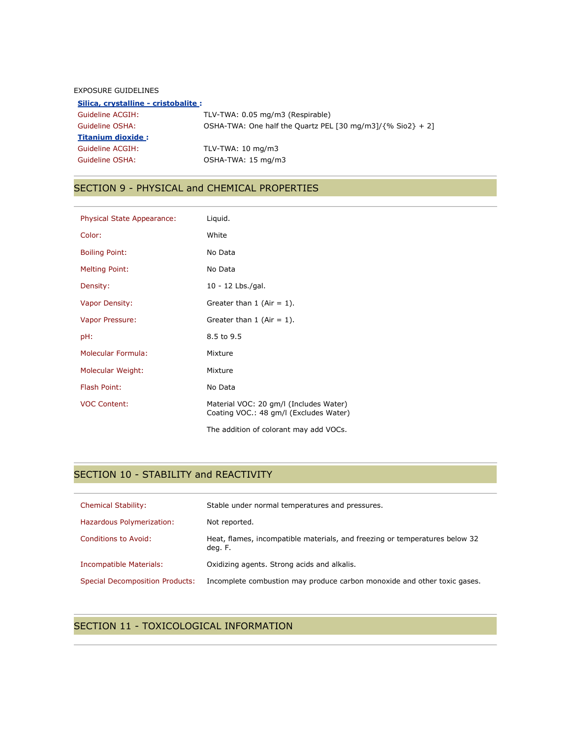EXPOSURE GUIDELINES

| | |
|---|---|
| **Silica, crystalline - cristobalite :** | |
| Guideline ACGIH: | TLV-TWA: 0.05 mg/m3 (Respirable) |
| Guideline OSHA: | OSHA-TWA: One half the Quartz PEL [30 mg/m3]/{% Sio2} + 2] |
| **Titanium dioxide :** | |
| Guideline ACGIH: | TLV-TWA: 10 mg/m3 |
| Guideline OSHA: | OSHA-TWA: 15 mg/m3 |

## SECTION 9 - PHYSICAL and CHEMICAL PROPERTIES

| | |
|---|---|
| Physical State Appearance: | Liquid. |
| Color: | White |
| Boiling Point: | No Data |
| Melting Point: | No Data |
| Density: | 10 - 12 Lbs./gal. |
| Vapor Density: | Greater than 1 (Air = 1). |
| Vapor Pressure: | Greater than 1 (Air = 1). |
| pH: | 8.5 to 9.5 |
| Molecular Formula: | Mixture |
| Molecular Weight: | Mixture |
| Flash Point: | No Data |
| VOC Content: | Material VOC: 20 gm/l (Includes Water)<br>Coating VOC.: 48 gm/l (Excludes Water)<br><br>The addition of colorant may add VOCs. |

## SECTION 10 - STABILITY and REACTIVITY

| | |
|---|---|
| Chemical Stability: | Stable under normal temperatures and pressures. |
| Hazardous Polymerization: | Not reported. |
| Conditions to Avoid: | Heat, flames, incompatible materials, and freezing or temperatures below 32 deg. F. |
| Incompatible Materials: | Oxidizing agents. Strong acids and alkalis. |
| Special Decomposition Products: | Incomplete combustion may produce carbon monoxide and other toxic gases. |

## SECTION 11 - TOXICOLOGICAL INFORMATION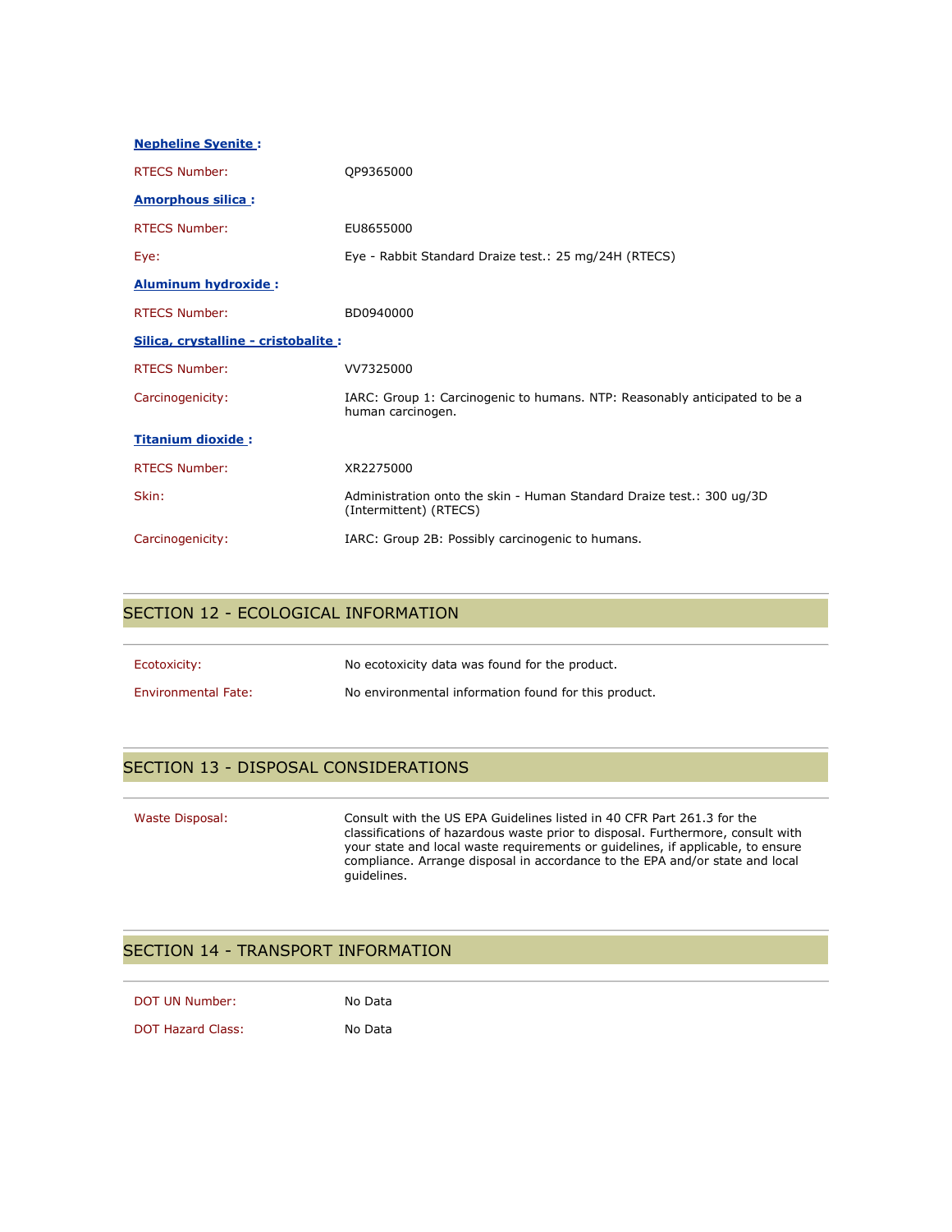**Nepheline Syenite :**

| | |
|---|---|
| RTECS Number: | QP9365000 |

**Amorphous silica :**

| | |
|---|---|
| RTECS Number: | EU8655000 |
| Eye: | Eye - Rabbit Standard Draize test.: 25 mg/24H (RTECS) |

**Aluminum hydroxide :**

| | |
|---|---|
| RTECS Number: | BD0940000 |

**Silica, crystalline - cristobalite :**

| | |
|---|---|
| RTECS Number: | VV7325000 |
| Carcinogenicity: | IARC: Group 1: Carcinogenic to humans. NTP: Reasonably anticipated to be a human carcinogen. |

**Titanium dioxide :**

| | |
|---|---|
| RTECS Number: | XR2275000 |
| Skin: | Administration onto the skin - Human Standard Draize test.: 300 ug/3D (Intermittent) (RTECS) |
| Carcinogenicity: | IARC: Group 2B: Possibly carcinogenic to humans. |

## SECTION 12 - ECOLOGICAL INFORMATION

| | |
|---|---|
| Ecotoxicity: | No ecotoxicity data was found for the product. |
| Environmental Fate: | No environmental information found for this product. |

## SECTION 13 - DISPOSAL CONSIDERATIONS

| | |
|---|---|
| Waste Disposal: | Consult with the US EPA Guidelines listed in 40 CFR Part 261.3 for the classifications of hazardous waste prior to disposal. Furthermore, consult with your state and local waste requirements or guidelines, if applicable, to ensure compliance. Arrange disposal in accordance to the EPA and/or state and local guidelines. |

## SECTION 14 - TRANSPORT INFORMATION

| | |
|---|---|
| DOT UN Number: | No Data |
| DOT Hazard Class: | No Data |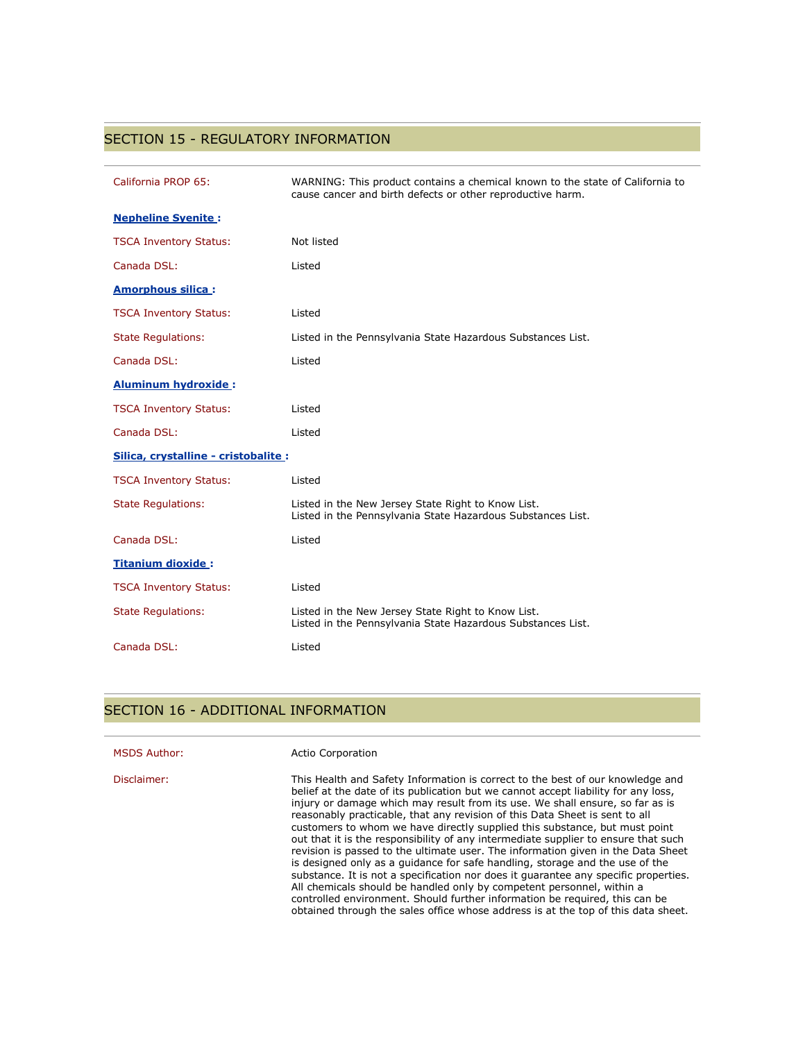## SECTION 15 - REGULATORY INFORMATION

| | |
|---|---|
| California PROP 65: | WARNING: This product contains a chemical known to the state of California to cause cancer and birth defects or other reproductive harm. |
| **Nepheline Syenite :** | |
| TSCA Inventory Status: | Not listed |
| Canada DSL: | Listed |
| **Amorphous silica :** | |
| TSCA Inventory Status: | Listed |
| State Regulations: | Listed in the Pennsylvania State Hazardous Substances List. |
| Canada DSL: | Listed |
| **Aluminum hydroxide :** | |
| TSCA Inventory Status: | Listed |
| Canada DSL: | Listed |
| **Silica, crystalline - cristobalite :** | |
| TSCA Inventory Status: | Listed |
| State Regulations: | Listed in the New Jersey State Right to Know List.<br>Listed in the Pennsylvania State Hazardous Substances List. |
| Canada DSL: | Listed |
| **Titanium dioxide :** | |
| TSCA Inventory Status: | Listed |
| State Regulations: | Listed in the New Jersey State Right to Know List.<br>Listed in the Pennsylvania State Hazardous Substances List. |
| Canada DSL: | Listed |

## SECTION 16 - ADDITIONAL INFORMATION

| | |
|---|---|
| MSDS Author: | Actio Corporation |
| Disclaimer: | This Health and Safety Information is correct to the best of our knowledge and belief at the date of its publication but we cannot accept liability for any loss, injury or damage which may result from its use. We shall ensure, so far as is reasonably practicable, that any revision of this Data Sheet is sent to all customers to whom we have directly supplied this substance, but must point out that it is the responsibility of any intermediate supplier to ensure that such revision is passed to the ultimate user. The information given in the Data Sheet is designed only as a guidance for safe handling, storage and the use of the substance. It is not a specification nor does it guarantee any specific properties. All chemicals should be handled only by competent personnel, within a controlled environment. Should further information be required, this can be obtained through the sales office whose address is at the top of this data sheet. |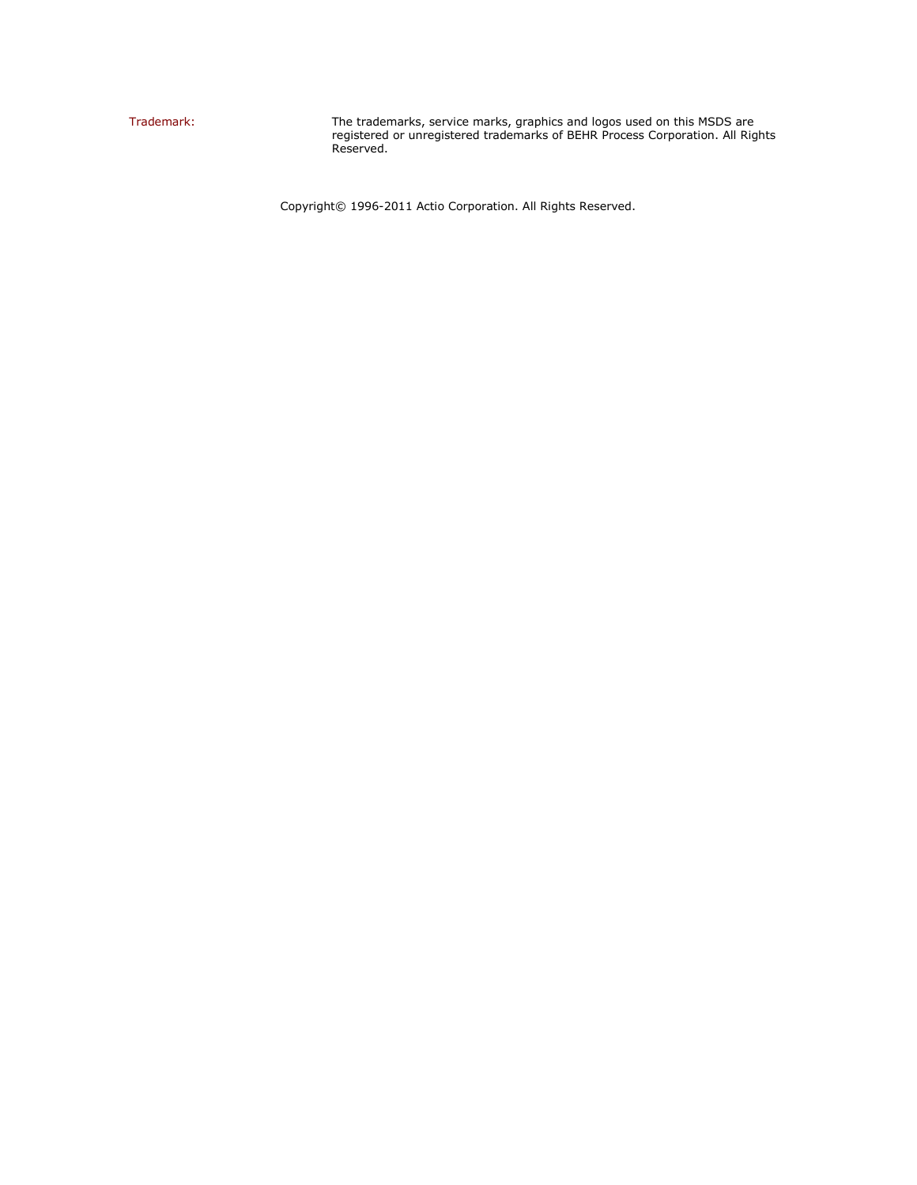Trademark: The trademarks, service marks, graphics and logos used on this MSDS are registered or unregistered trademarks of BEHR Process Corporation. All Rights Reserved.

Copyright© 1996-2011 Actio Corporation. All Rights Reserved.